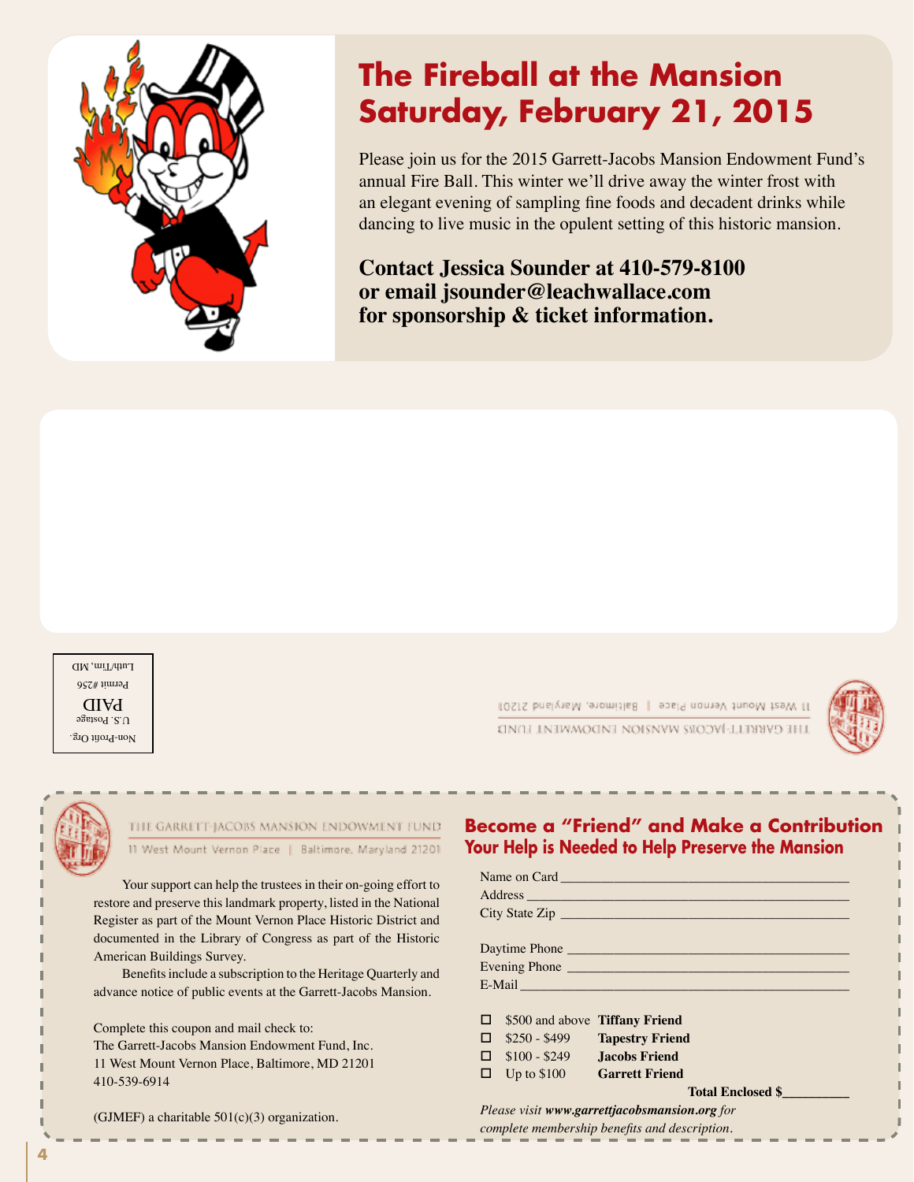# The Fireball at the Mansion Saturday, February 21, 2015

Please join us for the 2015 Garrett-Jacobs Mansion Endowment Fund's annual Fire Ball. This winter we'll drive away the winter frost with an elegant evening of sampling fine foods and decadent drinks while dancing to live music in the opulent setting of this historic mansion.

**Contact Jessica Sounder at 410-579-8100 or email jsounder@leachwallace.com for sponsorship & ticket information.**

Non-Profit Org.
U.S. Postage
PAID
Permit #256
Luth/Tim, MD

THE GARRETT-JACOBS MANSION ENDOWMENT FUND
11 West Mount Vernon Place | Baltimore, Maryland 21201

THE GARRETT-JACOBS MANSION ENDOWMENT FUND
11 West Mount Vernon Place | Baltimore, Maryland 21201

Your support can help the trustees in their on-going effort to restore and preserve this landmark property, listed in the National Register as part of the Mount Vernon Place Historic District and documented in the Library of Congress as part of the Historic American Buildings Survey.

Benefits include a subscription to the Heritage Quarterly and advance notice of public events at the Garrett-Jacobs Mansion.

Complete this coupon and mail check to:
The Garrett-Jacobs Mansion Endowment Fund, Inc.
11 West Mount Vernon Place, Baltimore, MD 21201
410-539-6914

(GJMEF) a charitable 501(c)(3) organization.

## Become a "Friend" and Make a Contribution

### Your Help is Needed to Help Preserve the Mansion

Name on Card ______________________________
Address ______________________________
City State Zip ______________________________

Daytime Phone ______________________________
Evening Phone ______________________________
E-Mail ______________________________

- ☐ $500 and above **Tiffany Friend**
- ☐ $250 - $499 **Tapestry Friend**
- ☐ $100 - $249 **Jacobs Friend**
- ☐ Up to $100 **Garrett Friend**

**Total Enclosed $_________**

*Please visit **www.garrettjacobsmansion.org** for complete membership benefits and description.*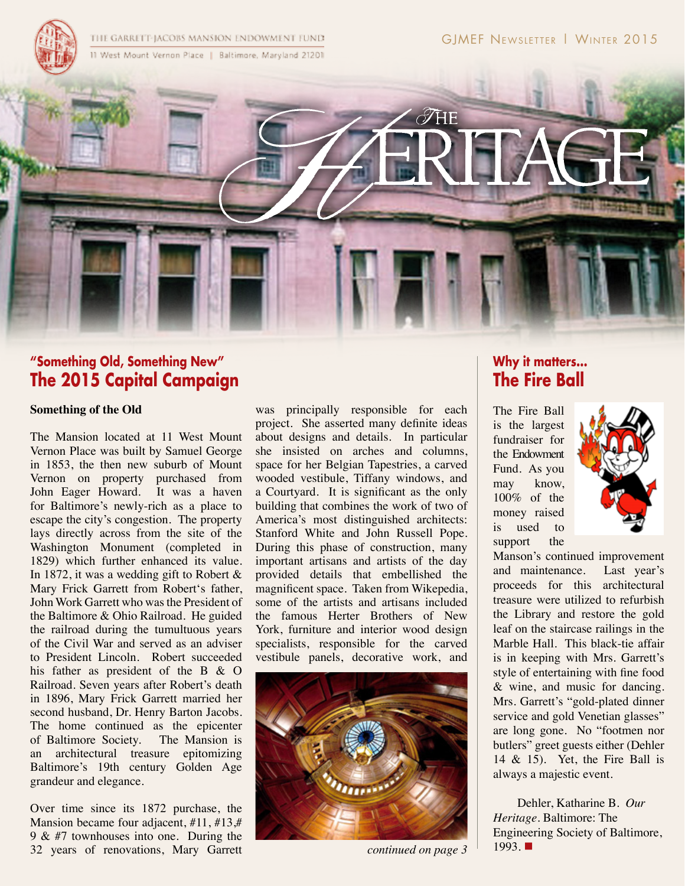THE GARRETT-JACOBS MANSION ENDOWMENT FUND

11 West Mount Vernon Place | Baltimore, Maryland 21201

GJMEF Newsletter | Winter 2015

# The Heritage

## "Something Old, Something New"
## The 2015 Capital Campaign

**Something of the Old**

The Mansion located at 11 West Mount Vernon Place was built by Samuel George in 1853, the then new suburb of Mount Vernon on property purchased from John Eager Howard. It was a haven for Baltimore's newly-rich as a place to escape the city's congestion. The property lays directly across from the site of the Washington Monument (completed in 1829) which further enhanced its value. In 1872, it was a wedding gift to Robert & Mary Frick Garrett from Robert's father, John Work Garrett who was the President of the Baltimore & Ohio Railroad. He guided the railroad during the tumultuous years of the Civil War and served as an adviser to President Lincoln. Robert succeeded his father as president of the B & O Railroad. Seven years after Robert's death in 1896, Mary Frick Garrett married her second husband, Dr. Henry Barton Jacobs. The home continued as the epicenter of Baltimore Society. The Mansion is an architectural treasure epitomizing Baltimore's 19th century Golden Age grandeur and elegance.

Over time since its 1872 purchase, the Mansion became four adjacent, #11, #13,# 9 & #7 townhouses into one. During the 32 years of renovations, Mary Garrett was principally responsible for each project. She asserted many definite ideas about designs and details. In particular she insisted on arches and columns, space for her Belgian Tapestries, a carved wooded vestibule, Tiffany windows, and a Courtyard. It is significant as the only building that combines the work of two of America's most distinguished architects: Stanford White and John Russell Pope. During this phase of construction, many important artisans and artists of the day provided details that embellished the magnificent space. Taken from Wikepedia, some of the artists and artisans included the famous Herter Brothers of New York, furniture and interior wood design specialists, responsible for the carved vestibule panels, decorative work, and

*continued on page 3*

## Why it matters...
## The Fire Ball

The Fire Ball is the largest fundraiser for the Endowment Fund. As you may know, 100% of the money raised is used to support the Manson's continued improvement and maintenance. Last year's proceeds for this architectural treasure were utilized to refurbish the Library and restore the gold leaf on the staircase railings in the Marble Hall. This black-tie affair is in keeping with Mrs. Garrett's style of entertaining with fine food & wine, and music for dancing. Mrs. Garrett's "gold-plated dinner service and gold Venetian glasses" are long gone. No "footmen nor butlers" greet guests either (Dehler 14 & 15). Yet, the Fire Ball is always a majestic event.

Dehler, Katharine B. *Our Heritage*. Baltimore: The Engineering Society of Baltimore, 1993. ■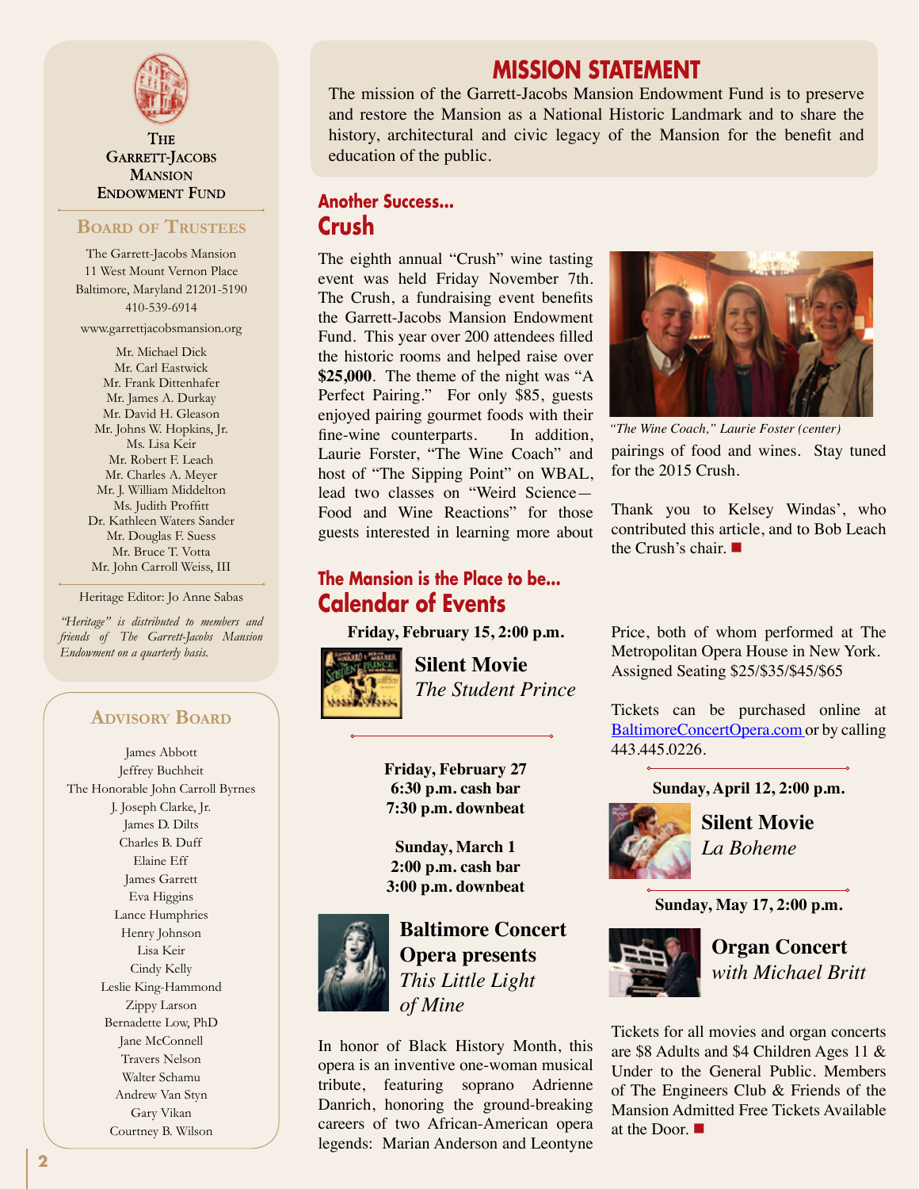# THE GARRETT-JACOBS MANSION ENDOWMENT FUND

## BOARD OF TRUSTEES

The Garrett-Jacobs Mansion
11 West Mount Vernon Place
Baltimore, Maryland 21201-5190
410-539-6914

www.garrettjacobsmansion.org

Mr. Michael Dick
Mr. Carl Eastwick
Mr. Frank Dittenhafer
Mr. James A. Durkay
Mr. David H. Gleason
Mr. Johns W. Hopkins, Jr.
Ms. Lisa Keir
Mr. Robert F. Leach
Mr. Charles A. Meyer
Mr. J. William Middelton
Ms. Judith Proffitt
Dr. Kathleen Waters Sander
Mr. Douglas F. Suess
Mr. Bruce T. Votta
Mr. John Carroll Weiss, III

Heritage Editor: Jo Anne Sabas

*"Heritage" is distributed to members and friends of The Garrett-Jacobs Mansion Endowment on a quarterly basis.*

## ADVISORY BOARD

James Abbott
Jeffrey Buchheit
The Honorable John Carroll Byrnes
J. Joseph Clarke, Jr.
James D. Dilts
Charles B. Duff
Elaine Eff
James Garrett
Eva Higgins
Lance Humphries
Henry Johnson
Lisa Keir
Cindy Kelly
Leslie King-Hammond
Zippy Larson
Bernadette Low, PhD
Jane McConnell
Travers Nelson
Walter Schamu
Andrew Van Styn
Gary Vikan
Courtney B. Wilson

# MISSION STATEMENT

The mission of the Garrett-Jacobs Mansion Endowment Fund is to preserve and restore the Mansion as a National Historic Landmark and to share the history, architectural and civic legacy of the Mansion for the benefit and education of the public.

### Another Success...

## Crush

The eighth annual "Crush" wine tasting event was held Friday November 7th. The Crush, a fundraising event benefits the Garrett-Jacobs Mansion Endowment Fund. This year over 200 attendees filled the historic rooms and helped raise over **$25,000**. The theme of the night was "A Perfect Pairing." For only $85, guests enjoyed pairing gourmet foods with their fine-wine counterparts. In addition, Laurie Forster, "The Wine Coach" and host of "The Sipping Point" on WBAL, lead two classes on "Weird Science—Food and Wine Reactions" for those guests interested in learning more about pairings of food and wines. Stay tuned for the 2015 Crush.

*"The Wine Coach," Laurie Foster (center)*

Thank you to Kelsey Windas', who contributed this article, and to Bob Leach the Crush's chair. ■

### The Mansion is the Place to be...

## Calendar of Events

**Friday, February 15, 2:00 p.m.**

**Silent Movie**
*The Student Prince*

**Friday, February 27**
**6:30 p.m. cash bar**
**7:30 p.m. downbeat**

**Sunday, March 1**
**2:00 p.m. cash bar**
**3:00 p.m. downbeat**

**Baltimore Concert Opera presents**
*This Little Light of Mine*

In honor of Black History Month, this opera is an inventive one-woman musical tribute, featuring soprano Adrienne Danrich, honoring the ground-breaking careers of two African-American opera legends: Marian Anderson and Leontyne Price, both of whom performed at The Metropolitan Opera House in New York. Assigned Seating $25/$35/$45/$65

Tickets can be purchased online at BaltimoreConcertOpera.com or by calling 443.445.0226.

**Sunday, April 12, 2:00 p.m.**

**Silent Movie**
*La Boheme*

**Sunday, May 17, 2:00 p.m.**

**Organ Concert**
*with Michael Britt*

Tickets for all movies and organ concerts are $8 Adults and $4 Children Ages 11 & Under to the General Public. Members of The Engineers Club & Friends of the Mansion Admitted Free Tickets Available at the Door. ■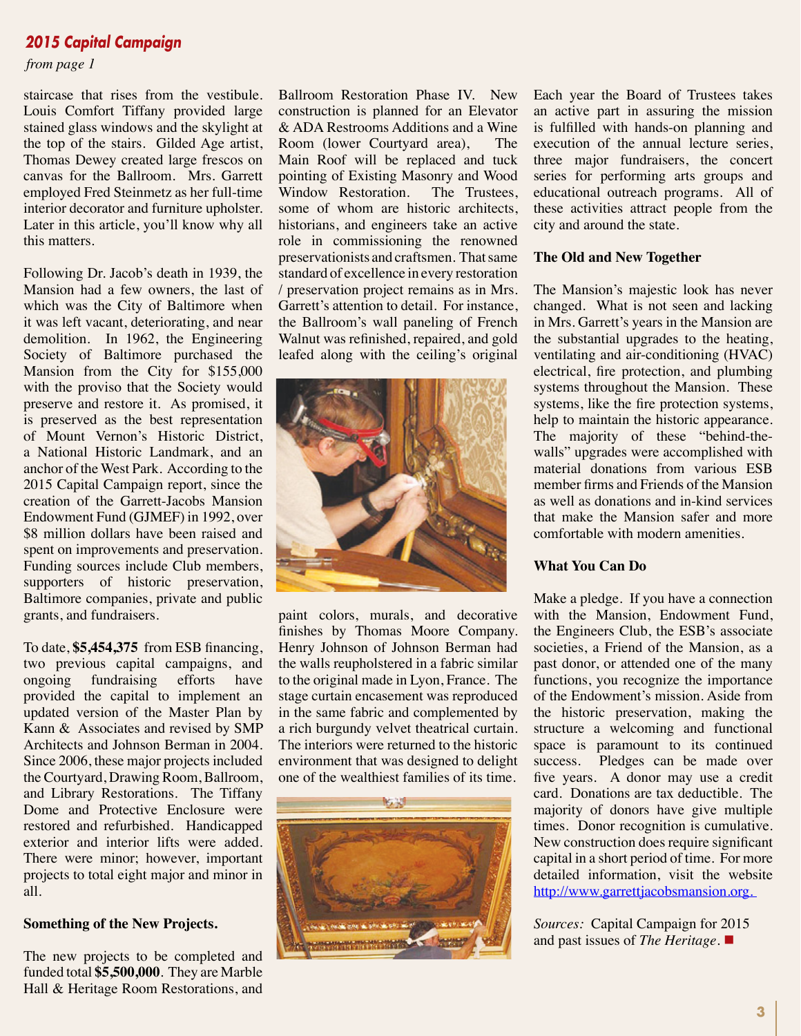## 2015 Capital Campaign

*from page 1*

staircase that rises from the vestibule. Louis Comfort Tiffany provided large stained glass windows and the skylight at the top of the stairs. Gilded Age artist, Thomas Dewey created large frescos on canvas for the Ballroom. Mrs. Garrett employed Fred Steinmetz as her full-time interior decorator and furniture upholster. Later in this article, you'll know why all this matters.

Following Dr. Jacob's death in 1939, the Mansion had a few owners, the last of which was the City of Baltimore when it was left vacant, deteriorating, and near demolition. In 1962, the Engineering Society of Baltimore purchased the Mansion from the City for $155,000 with the proviso that the Society would preserve and restore it. As promised, it is preserved as the best representation of Mount Vernon's Historic District, a National Historic Landmark, and an anchor of the West Park. According to the 2015 Capital Campaign report, since the creation of the Garrett-Jacobs Mansion Endowment Fund (GJMEF) in 1992, over $8 million dollars have been raised and spent on improvements and preservation. Funding sources include Club members, supporters of historic preservation, Baltimore companies, private and public grants, and fundraisers.

To date, **$5,454,375** from ESB financing, two previous capital campaigns, and ongoing fundraising efforts have provided the capital to implement an updated version of the Master Plan by Kann & Associates and revised by SMP Architects and Johnson Berman in 2004. Since 2006, these major projects included the Courtyard, Drawing Room, Ballroom, and Library Restorations. The Tiffany Dome and Protective Enclosure were restored and refurbished. Handicapped exterior and interior lifts were added. There were minor; however, important projects to total eight major and minor in all.

### Something of the New Projects.

The new projects to be completed and funded total **$5,500,000**. They are Marble Hall & Heritage Room Restorations, and Ballroom Restoration Phase IV. New construction is planned for an Elevator & ADA Restrooms Additions and a Wine Room (lower Courtyard area), The Main Roof will be replaced and tuck pointing of Existing Masonry and Wood Window Restoration. The Trustees, some of whom are historic architects, historians, and engineers take an active role in commissioning the renowned preservationists and craftsmen. That same standard of excellence in every restoration / preservation project remains as in Mrs. Garrett's attention to detail. For instance, the Ballroom's wall paneling of French Walnut was refinished, repaired, and gold leafed along with the ceiling's original paint colors, murals, and decorative finishes by Thomas Moore Company. Henry Johnson of Johnson Berman had the walls reupholstered in a fabric similar to the original made in Lyon, France. The stage curtain encasement was reproduced in the same fabric and complemented by a rich burgundy velvet theatrical curtain. The interiors were returned to the historic environment that was designed to delight one of the wealthiest families of its time.

Each year the Board of Trustees takes an active part in assuring the mission is fulfilled with hands-on planning and execution of the annual lecture series, three major fundraisers, the concert series for performing arts groups and educational outreach programs. All of these activities attract people from the city and around the state.

### The Old and New Together

The Mansion's majestic look has never changed. What is not seen and lacking in Mrs. Garrett's years in the Mansion are the substantial upgrades to the heating, ventilating and air-conditioning (HVAC) electrical, fire protection, and plumbing systems throughout the Mansion. These systems, like the fire protection systems, help to maintain the historic appearance. The majority of these "behind-the-walls" upgrades were accomplished with material donations from various ESB member firms and Friends of the Mansion as well as donations and in-kind services that make the Mansion safer and more comfortable with modern amenities.

### What You Can Do

Make a pledge. If you have a connection with the Mansion, Endowment Fund, the Engineers Club, the ESB's associate societies, a Friend of the Mansion, as a past donor, or attended one of the many functions, you recognize the importance of the Endowment's mission. Aside from the historic preservation, making the structure a welcoming and functional space is paramount to its continued success. Pledges can be made over five years. A donor may use a credit card. Donations are tax deductible. The majority of donors have give multiple times. Donor recognition is cumulative. New construction does require significant capital in a short period of time. For more detailed information, visit the website http://www.garrettjacobsmansion.org.

*Sources:* Capital Campaign for 2015 and past issues of *The Heritage*. ■